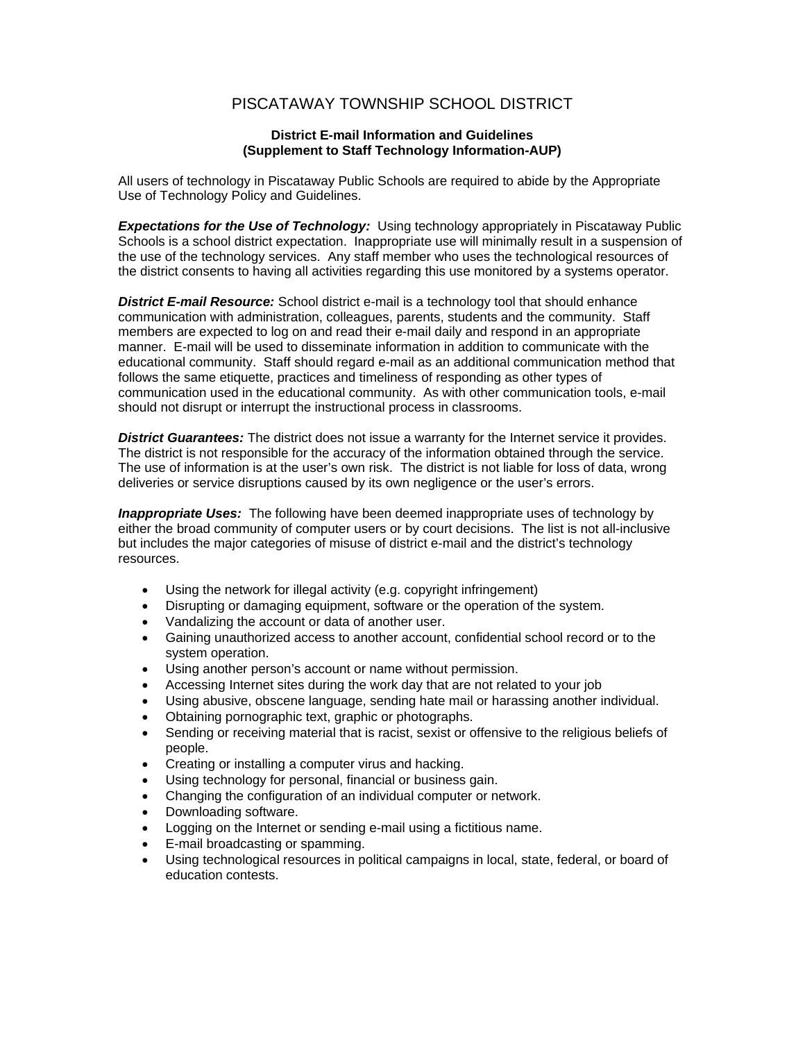# PISCATAWAY TOWNSHIP SCHOOL DISTRICT

### District E-mail Information and Guidelines (Supplement to Staff Technology Information-AUP)

All users of technology in Piscataway Public Schools are required to abide by the Appropriate Use of Technology Policy and Guidelines.

***Expectations for the Use of Technology:*** Using technology appropriately in Piscataway Public Schools is a school district expectation. Inappropriate use will minimally result in a suspension of the use of the technology services. Any staff member who uses the technological resources of the district consents to having all activities regarding this use monitored by a systems operator.

***District E-mail Resource:*** School district e-mail is a technology tool that should enhance communication with administration, colleagues, parents, students and the community. Staff members are expected to log on and read their e-mail daily and respond in an appropriate manner. E-mail will be used to disseminate information in addition to communicate with the educational community. Staff should regard e-mail as an additional communication method that follows the same etiquette, practices and timeliness of responding as other types of communication used in the educational community. As with other communication tools, e-mail should not disrupt or interrupt the instructional process in classrooms.

***District Guarantees:*** The district does not issue a warranty for the Internet service it provides. The district is not responsible for the accuracy of the information obtained through the service. The use of information is at the user's own risk. The district is not liable for loss of data, wrong deliveries or service disruptions caused by its own negligence or the user's errors.

***Inappropriate Uses:*** The following have been deemed inappropriate uses of technology by either the broad community of computer users or by court decisions. The list is not all-inclusive but includes the major categories of misuse of district e-mail and the district's technology resources.

- Using the network for illegal activity (e.g. copyright infringement)
- Disrupting or damaging equipment, software or the operation of the system.
- Vandalizing the account or data of another user.
- Gaining unauthorized access to another account, confidential school record or to the system operation.
- Using another person's account or name without permission.
- Accessing Internet sites during the work day that are not related to your job
- Using abusive, obscene language, sending hate mail or harassing another individual.
- Obtaining pornographic text, graphic or photographs.
- Sending or receiving material that is racist, sexist or offensive to the religious beliefs of people.
- Creating or installing a computer virus and hacking.
- Using technology for personal, financial or business gain.
- Changing the configuration of an individual computer or network.
- Downloading software.
- Logging on the Internet or sending e-mail using a fictitious name.
- E-mail broadcasting or spamming.
- Using technological resources in political campaigns in local, state, federal, or board of education contests.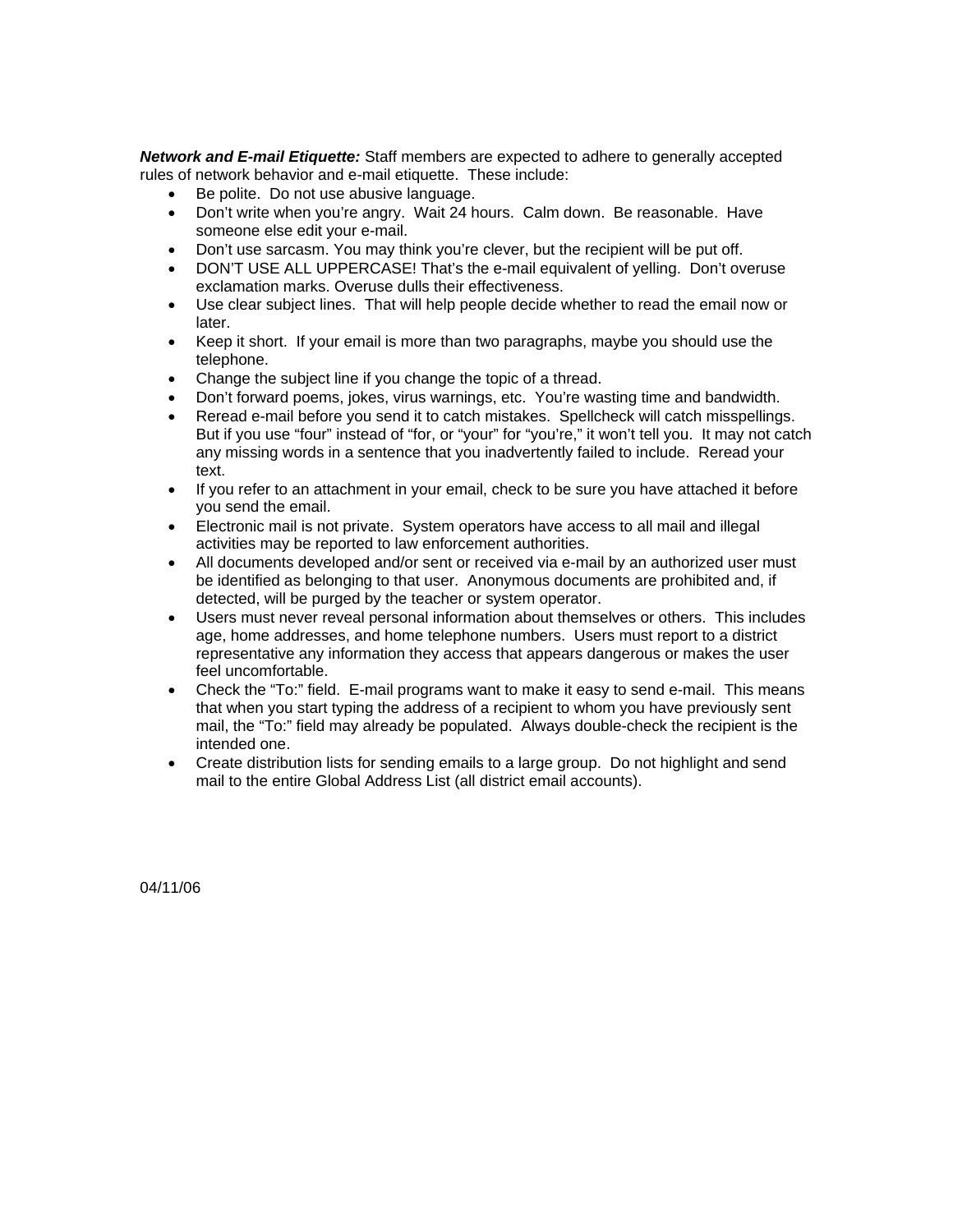***Network and E-mail Etiquette:*** Staff members are expected to adhere to generally accepted rules of network behavior and e-mail etiquette. These include:

- Be polite. Do not use abusive language.
- Don't write when you're angry. Wait 24 hours. Calm down. Be reasonable. Have someone else edit your e-mail.
- Don't use sarcasm. You may think you're clever, but the recipient will be put off.
- DON'T USE ALL UPPERCASE! That's the e-mail equivalent of yelling. Don't overuse exclamation marks. Overuse dulls their effectiveness.
- Use clear subject lines. That will help people decide whether to read the email now or later.
- Keep it short. If your email is more than two paragraphs, maybe you should use the telephone.
- Change the subject line if you change the topic of a thread.
- Don't forward poems, jokes, virus warnings, etc. You're wasting time and bandwidth.
- Reread e-mail before you send it to catch mistakes. Spellcheck will catch misspellings. But if you use "four" instead of "for, or "your" for "you're," it won't tell you. It may not catch any missing words in a sentence that you inadvertently failed to include. Reread your text.
- If you refer to an attachment in your email, check to be sure you have attached it before you send the email.
- Electronic mail is not private. System operators have access to all mail and illegal activities may be reported to law enforcement authorities.
- All documents developed and/or sent or received via e-mail by an authorized user must be identified as belonging to that user. Anonymous documents are prohibited and, if detected, will be purged by the teacher or system operator.
- Users must never reveal personal information about themselves or others. This includes age, home addresses, and home telephone numbers. Users must report to a district representative any information they access that appears dangerous or makes the user feel uncomfortable.
- Check the "To:" field. E-mail programs want to make it easy to send e-mail. This means that when you start typing the address of a recipient to whom you have previously sent mail, the "To:" field may already be populated. Always double-check the recipient is the intended one.
- Create distribution lists for sending emails to a large group. Do not highlight and send mail to the entire Global Address List (all district email accounts).

04/11/06